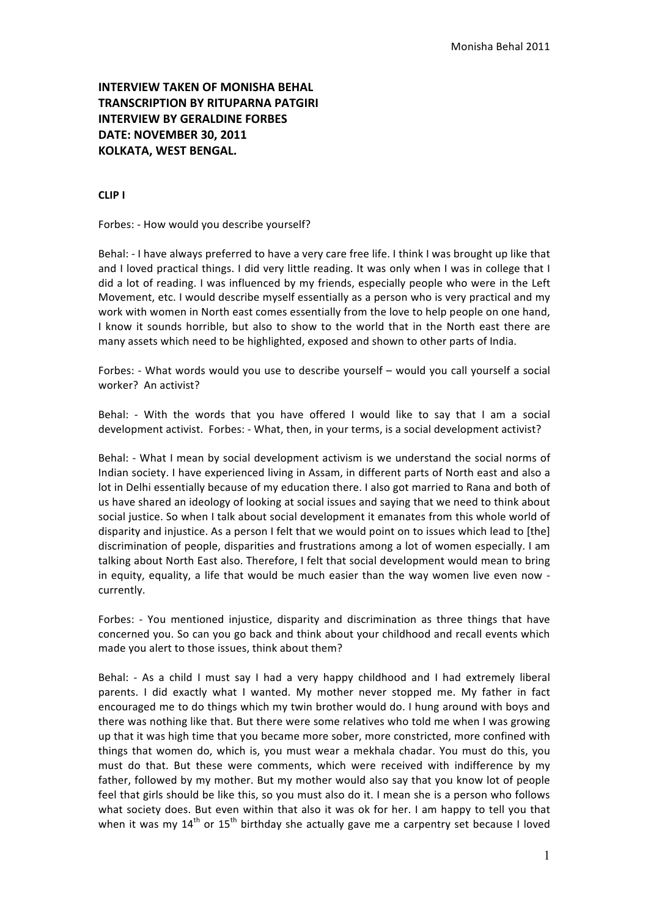**INTERVIEW TAKEN OF MONISHA BEHAL**
**TRANSCRIPTION BY RITUPARNA PATGIRI**
**INTERVIEW BY GERALDINE FORBES**
**DATE: NOVEMBER 30, 2011**
**KOLKATA, WEST BENGAL.**

**CLIP I**

Forbes: - How would you describe yourself?

Behal: - I have always preferred to have a very care free life. I think I was brought up like that and I loved practical things. I did very little reading. It was only when I was in college that I did a lot of reading. I was influenced by my friends, especially people who were in the Left Movement, etc. I would describe myself essentially as a person who is very practical and my work with women in North east comes essentially from the love to help people on one hand, I know it sounds horrible, but also to show to the world that in the North east there are many assets which need to be highlighted, exposed and shown to other parts of India.

Forbes: - What words would you use to describe yourself – would you call yourself a social worker? An activist?

Behal: - With the words that you have offered I would like to say that I am a social development activist. Forbes: - What, then, in your terms, is a social development activist?

Behal: - What I mean by social development activism is we understand the social norms of Indian society. I have experienced living in Assam, in different parts of North east and also a lot in Delhi essentially because of my education there. I also got married to Rana and both of us have shared an ideology of looking at social issues and saying that we need to think about social justice. So when I talk about social development it emanates from this whole world of disparity and injustice. As a person I felt that we would point on to issues which lead to [the] discrimination of people, disparities and frustrations among a lot of women especially. I am talking about North East also. Therefore, I felt that social development would mean to bring in equity, equality, a life that would be much easier than the way women live even now - currently.

Forbes: - You mentioned injustice, disparity and discrimination as three things that have concerned you. So can you go back and think about your childhood and recall events which made you alert to those issues, think about them?

Behal: - As a child I must say I had a very happy childhood and I had extremely liberal parents. I did exactly what I wanted. My mother never stopped me. My father in fact encouraged me to do things which my twin brother would do. I hung around with boys and there was nothing like that. But there were some relatives who told me when I was growing up that it was high time that you became more sober, more constricted, more confined with things that women do, which is, you must wear a mekhala chadar. You must do this, you must do that. But these were comments, which were received with indifference by my father, followed by my mother. But my mother would also say that you know lot of people feel that girls should be like this, so you must also do it. I mean she is a person who follows what society does. But even within that also it was ok for her. I am happy to tell you that when it was my 14th or 15th birthday she actually gave me a carpentry set because I loved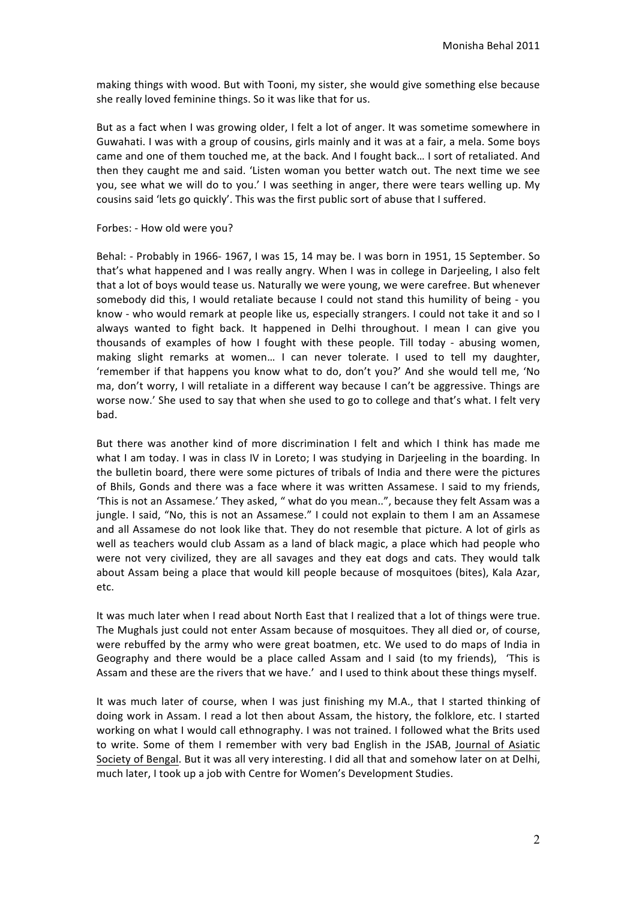making things with wood. But with Tooni, my sister, she would give something else because she really loved feminine things. So it was like that for us.

But as a fact when I was growing older, I felt a lot of anger. It was sometime somewhere in Guwahati. I was with a group of cousins, girls mainly and it was at a fair, a mela. Some boys came and one of them touched me, at the back. And I fought back… I sort of retaliated. And then they caught me and said. 'Listen woman you better watch out. The next time we see you, see what we will do to you.' I was seething in anger, there were tears welling up. My cousins said 'lets go quickly'. This was the first public sort of abuse that I suffered.

Forbes: - How old were you?

Behal: - Probably in 1966- 1967, I was 15, 14 may be. I was born in 1951, 15 September. So that's what happened and I was really angry. When I was in college in Darjeeling, I also felt that a lot of boys would tease us. Naturally we were young, we were carefree. But whenever somebody did this, I would retaliate because I could not stand this humility of being - you know - who would remark at people like us, especially strangers. I could not take it and so I always wanted to fight back. It happened in Delhi throughout. I mean I can give you thousands of examples of how I fought with these people. Till today - abusing women, making slight remarks at women… I can never tolerate. I used to tell my daughter, 'remember if that happens you know what to do, don't you?' And she would tell me, 'No ma, don't worry, I will retaliate in a different way because I can't be aggressive. Things are worse now.' She used to say that when she used to go to college and that's what. I felt very bad.

But there was another kind of more discrimination I felt and which I think has made me what I am today. I was in class IV in Loreto; I was studying in Darjeeling in the boarding. In the bulletin board, there were some pictures of tribals of India and there were the pictures of Bhils, Gonds and there was a face where it was written Assamese. I said to my friends, 'This is not an Assamese.' They asked, " what do you mean..", because they felt Assam was a jungle. I said, "No, this is not an Assamese." I could not explain to them I am an Assamese and all Assamese do not look like that. They do not resemble that picture. A lot of girls as well as teachers would club Assam as a land of black magic, a place which had people who were not very civilized, they are all savages and they eat dogs and cats. They would talk about Assam being a place that would kill people because of mosquitoes (bites), Kala Azar, etc.

It was much later when I read about North East that I realized that a lot of things were true. The Mughals just could not enter Assam because of mosquitoes. They all died or, of course, were rebuffed by the army who were great boatmen, etc. We used to do maps of India in Geography and there would be a place called Assam and I said (to my friends), 'This is Assam and these are the rivers that we have.' and I used to think about these things myself.

It was much later of course, when I was just finishing my M.A., that I started thinking of doing work in Assam. I read a lot then about Assam, the history, the folklore, etc. I started working on what I would call ethnography. I was not trained. I followed what the Brits used to write. Some of them I remember with very bad English in the JSAB, Journal of Asiatic Society of Bengal. But it was all very interesting. I did all that and somehow later on at Delhi, much later, I took up a job with Centre for Women's Development Studies.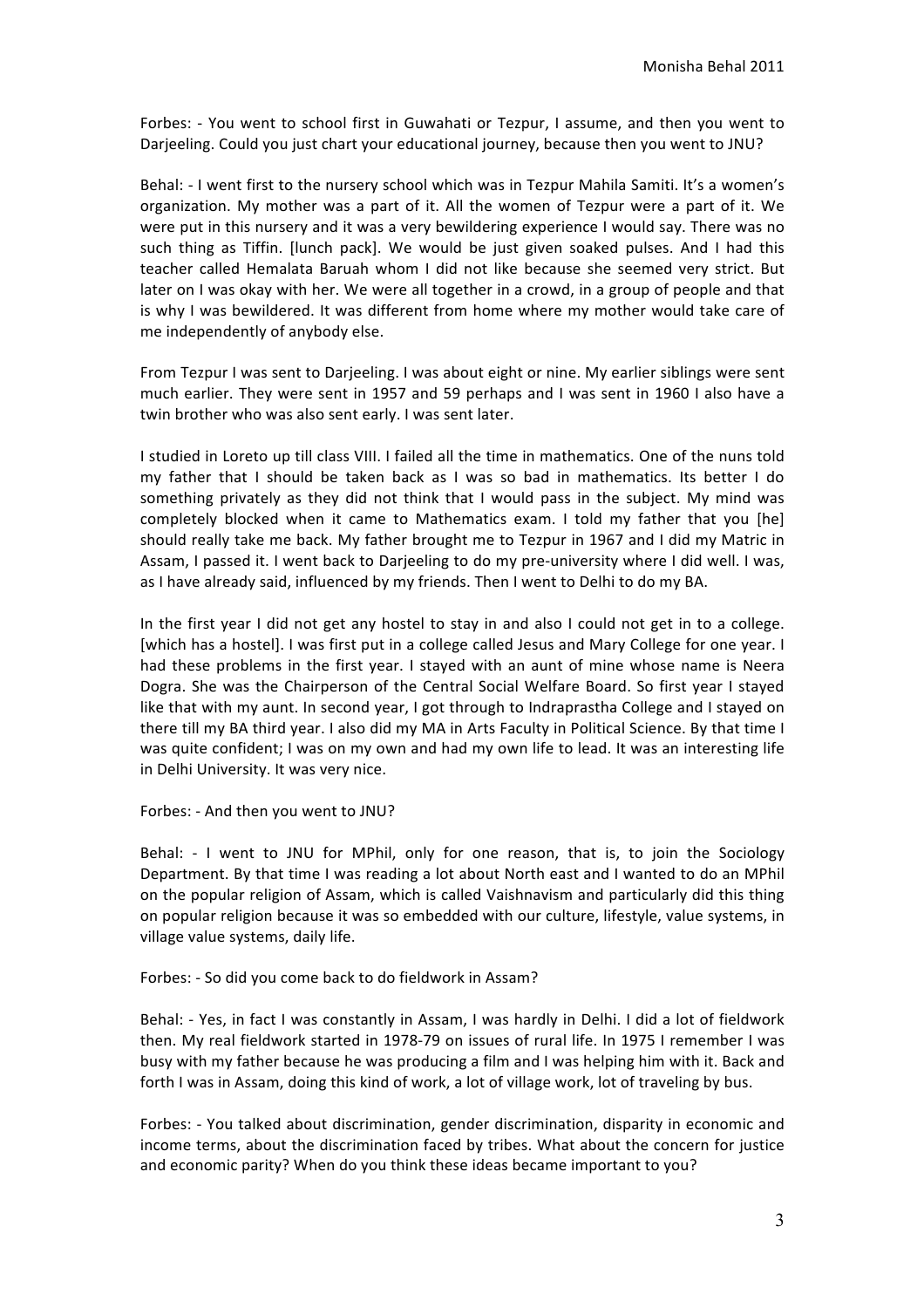Forbes: - You went to school first in Guwahati or Tezpur, I assume, and then you went to Darjeeling. Could you just chart your educational journey, because then you went to JNU?

Behal: - I went first to the nursery school which was in Tezpur Mahila Samiti. It's a women's organization. My mother was a part of it. All the women of Tezpur were a part of it. We were put in this nursery and it was a very bewildering experience I would say. There was no such thing as Tiffin. [lunch pack]. We would be just given soaked pulses. And I had this teacher called Hemalata Baruah whom I did not like because she seemed very strict. But later on I was okay with her. We were all together in a crowd, in a group of people and that is why I was bewildered. It was different from home where my mother would take care of me independently of anybody else.

From Tezpur I was sent to Darjeeling. I was about eight or nine. My earlier siblings were sent much earlier. They were sent in 1957 and 59 perhaps and I was sent in 1960 I also have a twin brother who was also sent early. I was sent later.

I studied in Loreto up till class VIII. I failed all the time in mathematics. One of the nuns told my father that I should be taken back as I was so bad in mathematics. Its better I do something privately as they did not think that I would pass in the subject. My mind was completely blocked when it came to Mathematics exam. I told my father that you [he] should really take me back. My father brought me to Tezpur in 1967 and I did my Matric in Assam, I passed it. I went back to Darjeeling to do my pre-university where I did well. I was, as I have already said, influenced by my friends. Then I went to Delhi to do my BA.

In the first year I did not get any hostel to stay in and also I could not get in to a college. [which has a hostel]. I was first put in a college called Jesus and Mary College for one year. I had these problems in the first year. I stayed with an aunt of mine whose name is Neera Dogra. She was the Chairperson of the Central Social Welfare Board. So first year I stayed like that with my aunt. In second year, I got through to Indraprastha College and I stayed on there till my BA third year. I also did my MA in Arts Faculty in Political Science. By that time I was quite confident; I was on my own and had my own life to lead. It was an interesting life in Delhi University. It was very nice.

Forbes: - And then you went to JNU?

Behal: - I went to JNU for MPhil, only for one reason, that is, to join the Sociology Department. By that time I was reading a lot about North east and I wanted to do an MPhil on the popular religion of Assam, which is called Vaishnavism and particularly did this thing on popular religion because it was so embedded with our culture, lifestyle, value systems, in village value systems, daily life.

Forbes: - So did you come back to do fieldwork in Assam?

Behal: - Yes, in fact I was constantly in Assam, I was hardly in Delhi. I did a lot of fieldwork then. My real fieldwork started in 1978-79 on issues of rural life. In 1975 I remember I was busy with my father because he was producing a film and I was helping him with it. Back and forth I was in Assam, doing this kind of work, a lot of village work, lot of traveling by bus.

Forbes: - You talked about discrimination, gender discrimination, disparity in economic and income terms, about the discrimination faced by tribes. What about the concern for justice and economic parity? When do you think these ideas became important to you?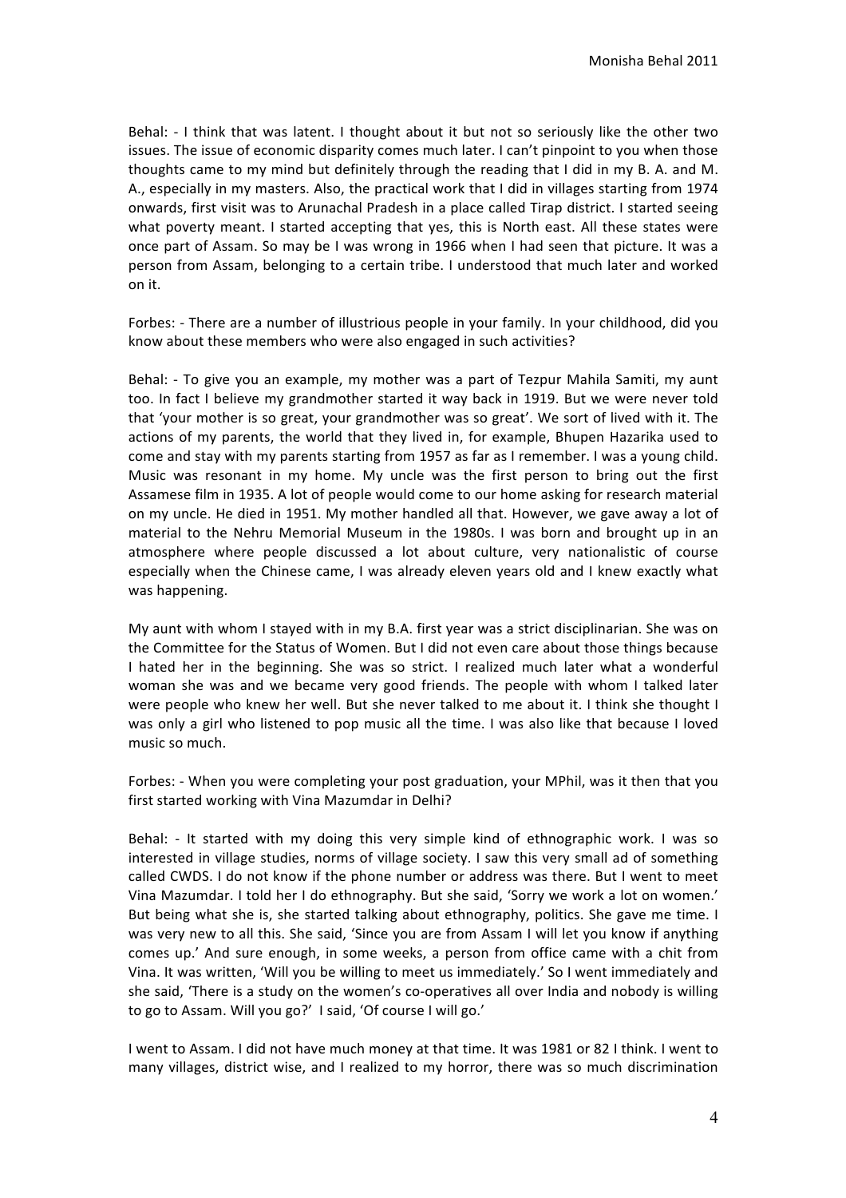Behal: - I think that was latent. I thought about it but not so seriously like the other two issues. The issue of economic disparity comes much later. I can't pinpoint to you when those thoughts came to my mind but definitely through the reading that I did in my B. A. and M. A., especially in my masters. Also, the practical work that I did in villages starting from 1974 onwards, first visit was to Arunachal Pradesh in a place called Tirap district. I started seeing what poverty meant. I started accepting that yes, this is North east. All these states were once part of Assam. So may be I was wrong in 1966 when I had seen that picture. It was a person from Assam, belonging to a certain tribe. I understood that much later and worked on it.

Forbes: - There are a number of illustrious people in your family. In your childhood, did you know about these members who were also engaged in such activities?

Behal: - To give you an example, my mother was a part of Tezpur Mahila Samiti, my aunt too. In fact I believe my grandmother started it way back in 1919. But we were never told that 'your mother is so great, your grandmother was so great'. We sort of lived with it. The actions of my parents, the world that they lived in, for example, Bhupen Hazarika used to come and stay with my parents starting from 1957 as far as I remember. I was a young child. Music was resonant in my home. My uncle was the first person to bring out the first Assamese film in 1935. A lot of people would come to our home asking for research material on my uncle. He died in 1951. My mother handled all that. However, we gave away a lot of material to the Nehru Memorial Museum in the 1980s. I was born and brought up in an atmosphere where people discussed a lot about culture, very nationalistic of course especially when the Chinese came, I was already eleven years old and I knew exactly what was happening.

My aunt with whom I stayed with in my B.A. first year was a strict disciplinarian. She was on the Committee for the Status of Women. But I did not even care about those things because I hated her in the beginning. She was so strict. I realized much later what a wonderful woman she was and we became very good friends. The people with whom I talked later were people who knew her well. But she never talked to me about it. I think she thought I was only a girl who listened to pop music all the time. I was also like that because I loved music so much.

Forbes: - When you were completing your post graduation, your MPhil, was it then that you first started working with Vina Mazumdar in Delhi?

Behal: - It started with my doing this very simple kind of ethnographic work. I was so interested in village studies, norms of village society. I saw this very small ad of something called CWDS. I do not know if the phone number or address was there. But I went to meet Vina Mazumdar. I told her I do ethnography. But she said, 'Sorry we work a lot on women.' But being what she is, she started talking about ethnography, politics. She gave me time. I was very new to all this. She said, 'Since you are from Assam I will let you know if anything comes up.' And sure enough, in some weeks, a person from office came with a chit from Vina. It was written, 'Will you be willing to meet us immediately.' So I went immediately and she said, 'There is a study on the women's co-operatives all over India and nobody is willing to go to Assam. Will you go?' I said, 'Of course I will go.'

I went to Assam. I did not have much money at that time. It was 1981 or 82 I think. I went to many villages, district wise, and I realized to my horror, there was so much discrimination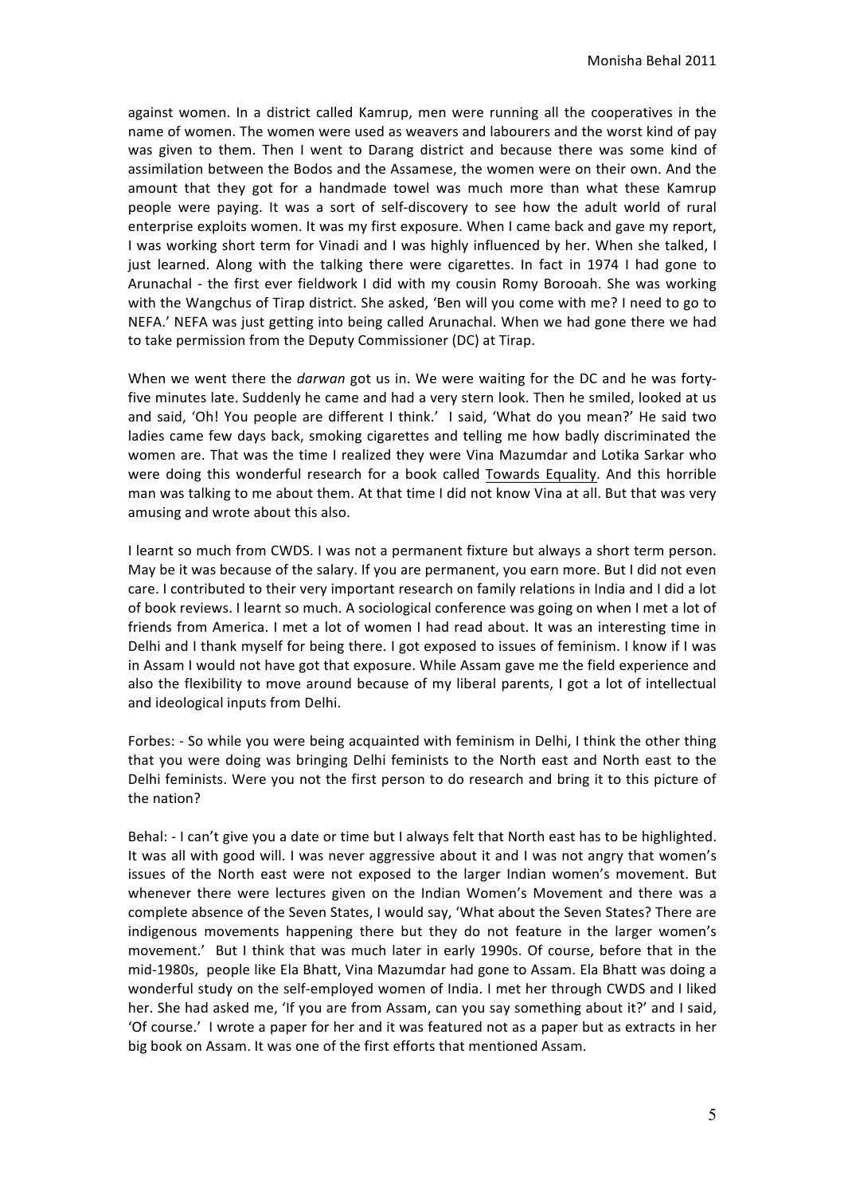against women. In a district called Kamrup, men were running all the cooperatives in the name of women. The women were used as weavers and labourers and the worst kind of pay was given to them. Then I went to Darang district and because there was some kind of assimilation between the Bodos and the Assamese, the women were on their own. And the amount that they got for a handmade towel was much more than what these Kamrup people were paying. It was a sort of self-discovery to see how the adult world of rural enterprise exploits women. It was my first exposure. When I came back and gave my report, I was working short term for Vinadi and I was highly influenced by her. When she talked, I just learned. Along with the talking there were cigarettes. In fact in 1974 I had gone to Arunachal - the first ever fieldwork I did with my cousin Romy Borooah. She was working with the Wangchus of Tirap district. She asked, 'Ben will you come with me? I need to go to NEFA.' NEFA was just getting into being called Arunachal. When we had gone there we had to take permission from the Deputy Commissioner (DC) at Tirap.

When we went there the *darwan* got us in. We were waiting for the DC and he was forty-five minutes late. Suddenly he came and had a very stern look. Then he smiled, looked at us and said, 'Oh! You people are different I think.' I said, 'What do you mean?' He said two ladies came few days back, smoking cigarettes and telling me how badly discriminated the women are. That was the time I realized they were Vina Mazumdar and Lotika Sarkar who were doing this wonderful research for a book called <u>Towards Equality</u>. And this horrible man was talking to me about them. At that time I did not know Vina at all. But that was very amusing and wrote about this also.

I learnt so much from CWDS. I was not a permanent fixture but always a short term person. May be it was because of the salary. If you are permanent, you earn more. But I did not even care. I contributed to their very important research on family relations in India and I did a lot of book reviews. I learnt so much. A sociological conference was going on when I met a lot of friends from America. I met a lot of women I had read about. It was an interesting time in Delhi and I thank myself for being there. I got exposed to issues of feminism. I know if I was in Assam I would not have got that exposure. While Assam gave me the field experience and also the flexibility to move around because of my liberal parents, I got a lot of intellectual and ideological inputs from Delhi.

Forbes: - So while you were being acquainted with feminism in Delhi, I think the other thing that you were doing was bringing Delhi feminists to the North east and North east to the Delhi feminists. Were you not the first person to do research and bring it to this picture of the nation?

Behal: - I can't give you a date or time but I always felt that North east has to be highlighted. It was all with good will. I was never aggressive about it and I was not angry that women's issues of the North east were not exposed to the larger Indian women's movement. But whenever there were lectures given on the Indian Women's Movement and there was a complete absence of the Seven States, I would say, 'What about the Seven States? There are indigenous movements happening there but they do not feature in the larger women's movement.' But I think that was much later in early 1990s. Of course, before that in the mid-1980s, people like Ela Bhatt, Vina Mazumdar had gone to Assam. Ela Bhatt was doing a wonderful study on the self-employed women of India. I met her through CWDS and I liked her. She had asked me, 'If you are from Assam, can you say something about it?' and I said, 'Of course.' I wrote a paper for her and it was featured not as a paper but as extracts in her big book on Assam. It was one of the first efforts that mentioned Assam.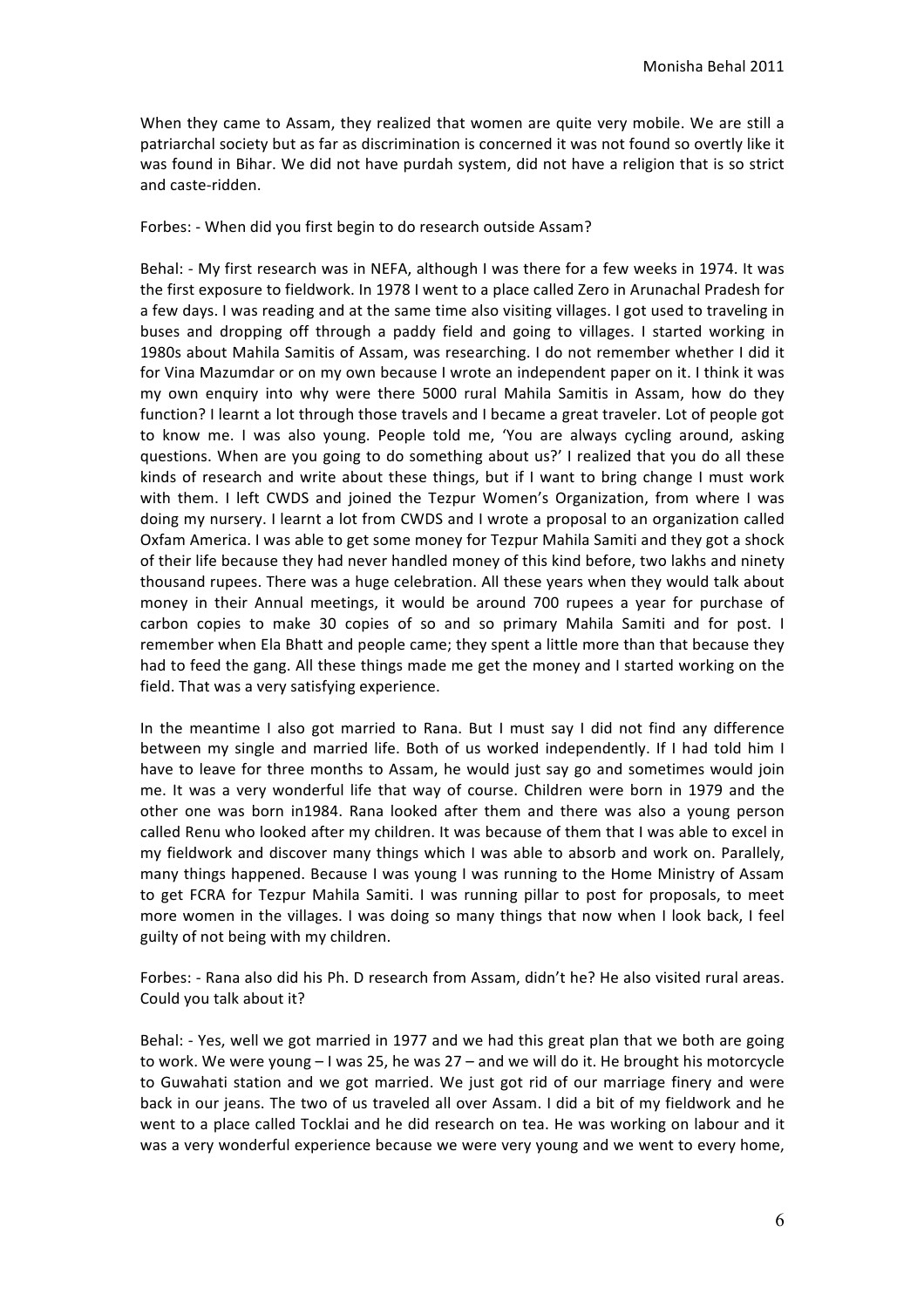When they came to Assam, they realized that women are quite very mobile. We are still a patriarchal society but as far as discrimination is concerned it was not found so overtly like it was found in Bihar. We did not have purdah system, did not have a religion that is so strict and caste-ridden.

Forbes: - When did you first begin to do research outside Assam?

Behal: - My first research was in NEFA, although I was there for a few weeks in 1974. It was the first exposure to fieldwork. In 1978 I went to a place called Zero in Arunachal Pradesh for a few days. I was reading and at the same time also visiting villages. I got used to traveling in buses and dropping off through a paddy field and going to villages. I started working in 1980s about Mahila Samitis of Assam, was researching. I do not remember whether I did it for Vina Mazumdar or on my own because I wrote an independent paper on it. I think it was my own enquiry into why were there 5000 rural Mahila Samitis in Assam, how do they function? I learnt a lot through those travels and I became a great traveler. Lot of people got to know me. I was also young. People told me, 'You are always cycling around, asking questions. When are you going to do something about us?' I realized that you do all these kinds of research and write about these things, but if I want to bring change I must work with them. I left CWDS and joined the Tezpur Women's Organization, from where I was doing my nursery. I learnt a lot from CWDS and I wrote a proposal to an organization called Oxfam America. I was able to get some money for Tezpur Mahila Samiti and they got a shock of their life because they had never handled money of this kind before, two lakhs and ninety thousand rupees. There was a huge celebration. All these years when they would talk about money in their Annual meetings, it would be around 700 rupees a year for purchase of carbon copies to make 30 copies of so and so primary Mahila Samiti and for post. I remember when Ela Bhatt and people came; they spent a little more than that because they had to feed the gang. All these things made me get the money and I started working on the field. That was a very satisfying experience.

In the meantime I also got married to Rana. But I must say I did not find any difference between my single and married life. Both of us worked independently. If I had told him I have to leave for three months to Assam, he would just say go and sometimes would join me. It was a very wonderful life that way of course. Children were born in 1979 and the other one was born in1984. Rana looked after them and there was also a young person called Renu who looked after my children. It was because of them that I was able to excel in my fieldwork and discover many things which I was able to absorb and work on. Parallely, many things happened. Because I was young I was running to the Home Ministry of Assam to get FCRA for Tezpur Mahila Samiti. I was running pillar to post for proposals, to meet more women in the villages. I was doing so many things that now when I look back, I feel guilty of not being with my children.

Forbes: - Rana also did his Ph. D research from Assam, didn't he? He also visited rural areas. Could you talk about it?

Behal: - Yes, well we got married in 1977 and we had this great plan that we both are going to work. We were young – I was 25, he was 27 – and we will do it. He brought his motorcycle to Guwahati station and we got married. We just got rid of our marriage finery and were back in our jeans. The two of us traveled all over Assam. I did a bit of my fieldwork and he went to a place called Tocklai and he did research on tea. He was working on labour and it was a very wonderful experience because we were very young and we went to every home,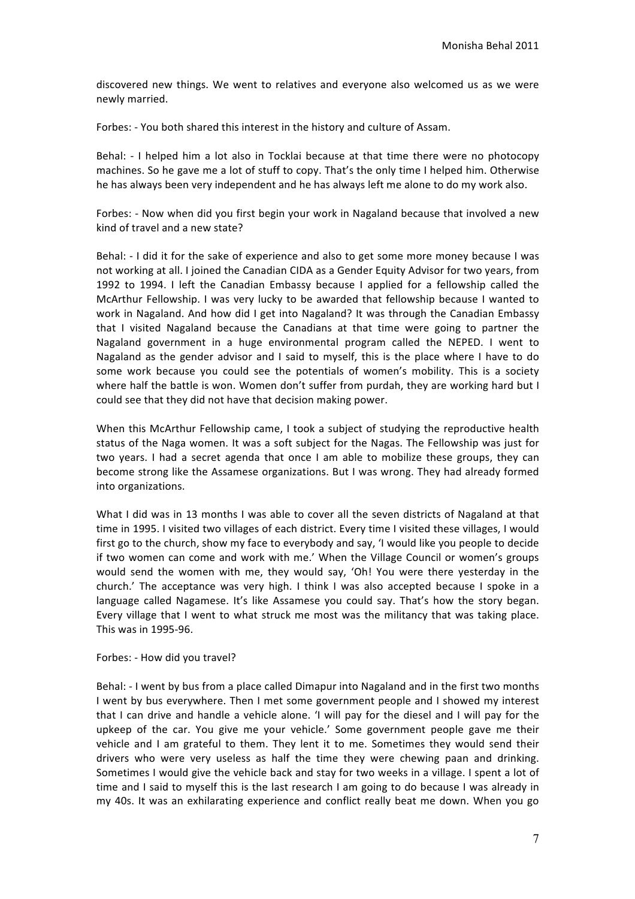discovered new things. We went to relatives and everyone also welcomed us as we were newly married.

Forbes: - You both shared this interest in the history and culture of Assam.

Behal: - I helped him a lot also in Tocklai because at that time there were no photocopy machines. So he gave me a lot of stuff to copy. That's the only time I helped him. Otherwise he has always been very independent and he has always left me alone to do my work also.

Forbes: - Now when did you first begin your work in Nagaland because that involved a new kind of travel and a new state?

Behal: - I did it for the sake of experience and also to get some more money because I was not working at all. I joined the Canadian CIDA as a Gender Equity Advisor for two years, from 1992 to 1994. I left the Canadian Embassy because I applied for a fellowship called the McArthur Fellowship. I was very lucky to be awarded that fellowship because I wanted to work in Nagaland. And how did I get into Nagaland? It was through the Canadian Embassy that I visited Nagaland because the Canadians at that time were going to partner the Nagaland government in a huge environmental program called the NEPED. I went to Nagaland as the gender advisor and I said to myself, this is the place where I have to do some work because you could see the potentials of women's mobility. This is a society where half the battle is won. Women don't suffer from purdah, they are working hard but I could see that they did not have that decision making power.

When this McArthur Fellowship came, I took a subject of studying the reproductive health status of the Naga women. It was a soft subject for the Nagas. The Fellowship was just for two years. I had a secret agenda that once I am able to mobilize these groups, they can become strong like the Assamese organizations. But I was wrong. They had already formed into organizations.

What I did was in 13 months I was able to cover all the seven districts of Nagaland at that time in 1995. I visited two villages of each district. Every time I visited these villages, I would first go to the church, show my face to everybody and say, 'I would like you people to decide if two women can come and work with me.' When the Village Council or women's groups would send the women with me, they would say, 'Oh! You were there yesterday in the church.' The acceptance was very high. I think I was also accepted because I spoke in a language called Nagamese. It's like Assamese you could say. That's how the story began. Every village that I went to what struck me most was the militancy that was taking place. This was in 1995-96.

Forbes: - How did you travel?

Behal: - I went by bus from a place called Dimapur into Nagaland and in the first two months I went by bus everywhere. Then I met some government people and I showed my interest that I can drive and handle a vehicle alone. 'I will pay for the diesel and I will pay for the upkeep of the car. You give me your vehicle.' Some government people gave me their vehicle and I am grateful to them. They lent it to me. Sometimes they would send their drivers who were very useless as half the time they were chewing paan and drinking. Sometimes I would give the vehicle back and stay for two weeks in a village. I spent a lot of time and I said to myself this is the last research I am going to do because I was already in my 40s. It was an exhilarating experience and conflict really beat me down. When you go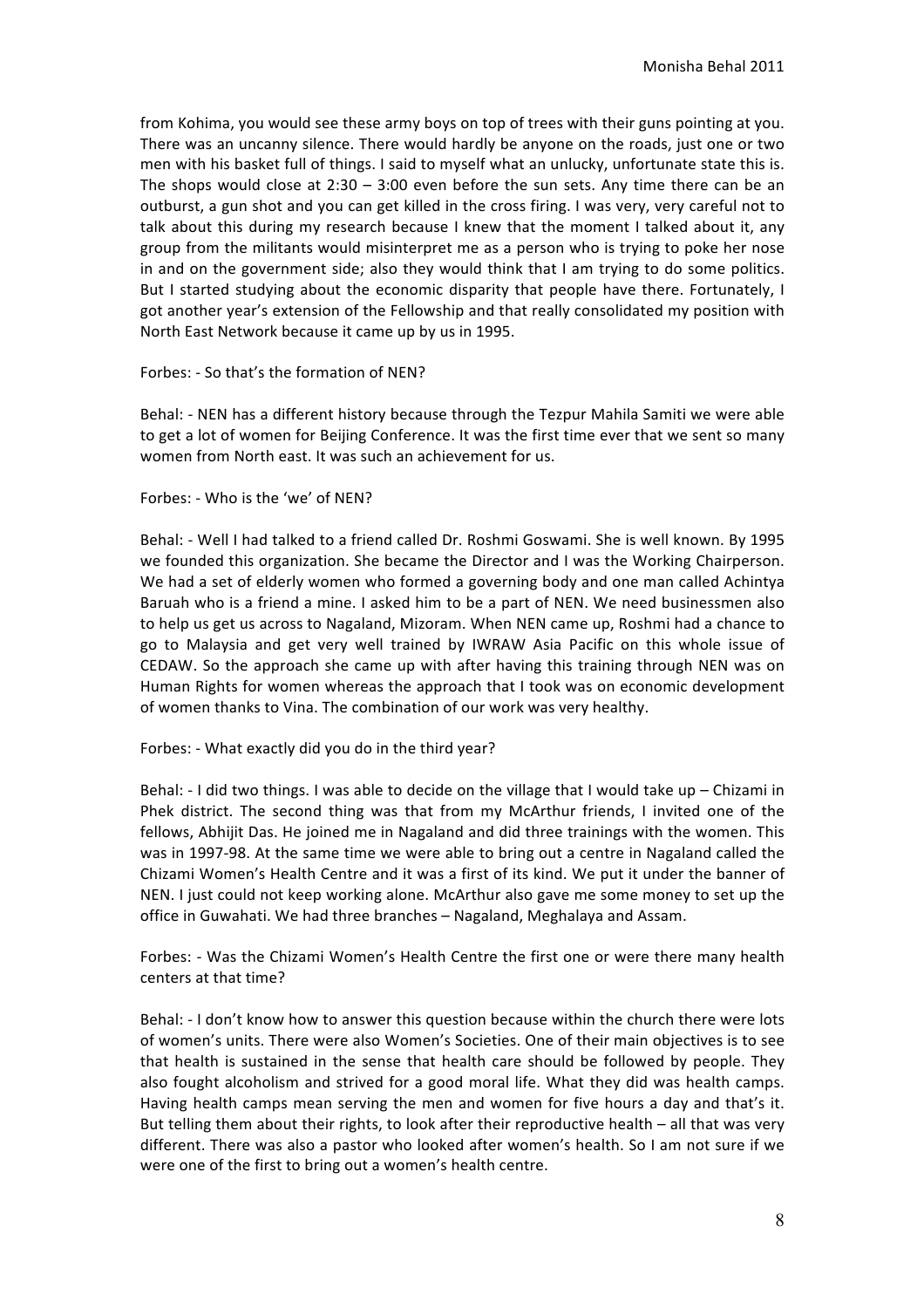from Kohima, you would see these army boys on top of trees with their guns pointing at you. There was an uncanny silence. There would hardly be anyone on the roads, just one or two men with his basket full of things. I said to myself what an unlucky, unfortunate state this is. The shops would close at 2:30 – 3:00 even before the sun sets. Any time there can be an outburst, a gun shot and you can get killed in the cross firing. I was very, very careful not to talk about this during my research because I knew that the moment I talked about it, any group from the militants would misinterpret me as a person who is trying to poke her nose in and on the government side; also they would think that I am trying to do some politics. But I started studying about the economic disparity that people have there. Fortunately, I got another year's extension of the Fellowship and that really consolidated my position with North East Network because it came up by us in 1995.

Forbes: - So that's the formation of NEN?

Behal: - NEN has a different history because through the Tezpur Mahila Samiti we were able to get a lot of women for Beijing Conference. It was the first time ever that we sent so many women from North east. It was such an achievement for us.

Forbes: - Who is the 'we' of NEN?

Behal: - Well I had talked to a friend called Dr. Roshmi Goswami. She is well known. By 1995 we founded this organization. She became the Director and I was the Working Chairperson. We had a set of elderly women who formed a governing body and one man called Achintya Baruah who is a friend a mine. I asked him to be a part of NEN. We need businessmen also to help us get us across to Nagaland, Mizoram. When NEN came up, Roshmi had a chance to go to Malaysia and get very well trained by IWRAW Asia Pacific on this whole issue of CEDAW. So the approach she came up with after having this training through NEN was on Human Rights for women whereas the approach that I took was on economic development of women thanks to Vina. The combination of our work was very healthy.

Forbes: - What exactly did you do in the third year?

Behal: - I did two things. I was able to decide on the village that I would take up – Chizami in Phek district. The second thing was that from my McArthur friends, I invited one of the fellows, Abhijit Das. He joined me in Nagaland and did three trainings with the women. This was in 1997-98. At the same time we were able to bring out a centre in Nagaland called the Chizami Women's Health Centre and it was a first of its kind. We put it under the banner of NEN. I just could not keep working alone. McArthur also gave me some money to set up the office in Guwahati. We had three branches – Nagaland, Meghalaya and Assam.

Forbes: - Was the Chizami Women's Health Centre the first one or were there many health centers at that time?

Behal: - I don't know how to answer this question because within the church there were lots of women's units. There were also Women's Societies. One of their main objectives is to see that health is sustained in the sense that health care should be followed by people. They also fought alcoholism and strived for a good moral life. What they did was health camps. Having health camps mean serving the men and women for five hours a day and that's it. But telling them about their rights, to look after their reproductive health – all that was very different. There was also a pastor who looked after women's health. So I am not sure if we were one of the first to bring out a women's health centre.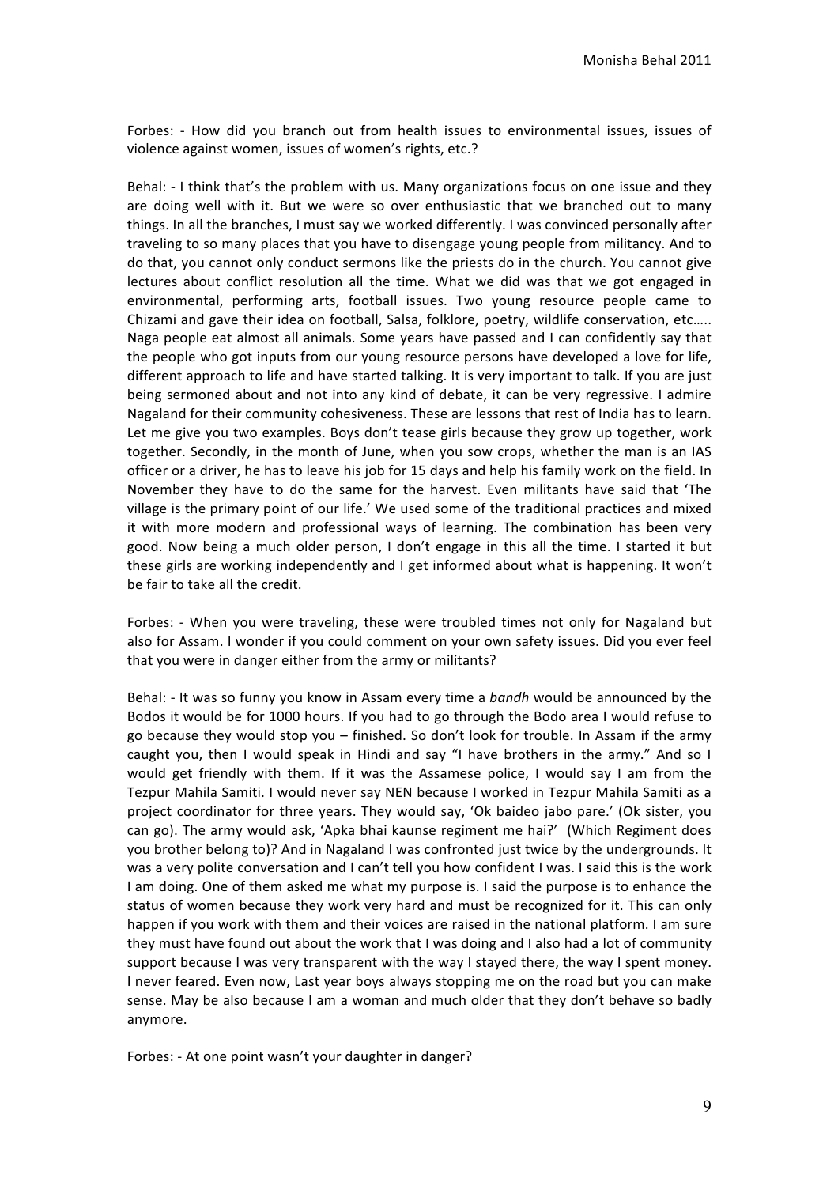Forbes: - How did you branch out from health issues to environmental issues, issues of violence against women, issues of women's rights, etc.?

Behal: - I think that's the problem with us. Many organizations focus on one issue and they are doing well with it. But we were so over enthusiastic that we branched out to many things. In all the branches, I must say we worked differently. I was convinced personally after traveling to so many places that you have to disengage young people from militancy. And to do that, you cannot only conduct sermons like the priests do in the church. You cannot give lectures about conflict resolution all the time. What we did was that we got engaged in environmental, performing arts, football issues. Two young resource people came to Chizami and gave their idea on football, Salsa, folklore, poetry, wildlife conservation, etc….. Naga people eat almost all animals. Some years have passed and I can confidently say that the people who got inputs from our young resource persons have developed a love for life, different approach to life and have started talking. It is very important to talk. If you are just being sermoned about and not into any kind of debate, it can be very regressive. I admire Nagaland for their community cohesiveness. These are lessons that rest of India has to learn. Let me give you two examples. Boys don't tease girls because they grow up together, work together. Secondly, in the month of June, when you sow crops, whether the man is an IAS officer or a driver, he has to leave his job for 15 days and help his family work on the field. In November they have to do the same for the harvest. Even militants have said that 'The village is the primary point of our life.' We used some of the traditional practices and mixed it with more modern and professional ways of learning. The combination has been very good. Now being a much older person, I don't engage in this all the time. I started it but these girls are working independently and I get informed about what is happening. It won't be fair to take all the credit.

Forbes: - When you were traveling, these were troubled times not only for Nagaland but also for Assam. I wonder if you could comment on your own safety issues. Did you ever feel that you were in danger either from the army or militants?

Behal: - It was so funny you know in Assam every time a *bandh* would be announced by the Bodos it would be for 1000 hours. If you had to go through the Bodo area I would refuse to go because they would stop you – finished. So don't look for trouble. In Assam if the army caught you, then I would speak in Hindi and say "I have brothers in the army." And so I would get friendly with them. If it was the Assamese police, I would say I am from the Tezpur Mahila Samiti. I would never say NEN because I worked in Tezpur Mahila Samiti as a project coordinator for three years. They would say, 'Ok baideo jabo pare.' (Ok sister, you can go). The army would ask, 'Apka bhai kaunse regiment me hai?' (Which Regiment does you brother belong to)? And in Nagaland I was confronted just twice by the undergrounds. It was a very polite conversation and I can't tell you how confident I was. I said this is the work I am doing. One of them asked me what my purpose is. I said the purpose is to enhance the status of women because they work very hard and must be recognized for it. This can only happen if you work with them and their voices are raised in the national platform. I am sure they must have found out about the work that I was doing and I also had a lot of community support because I was very transparent with the way I stayed there, the way I spent money. I never feared. Even now, Last year boys always stopping me on the road but you can make sense. May be also because I am a woman and much older that they don't behave so badly anymore.

Forbes: - At one point wasn't your daughter in danger?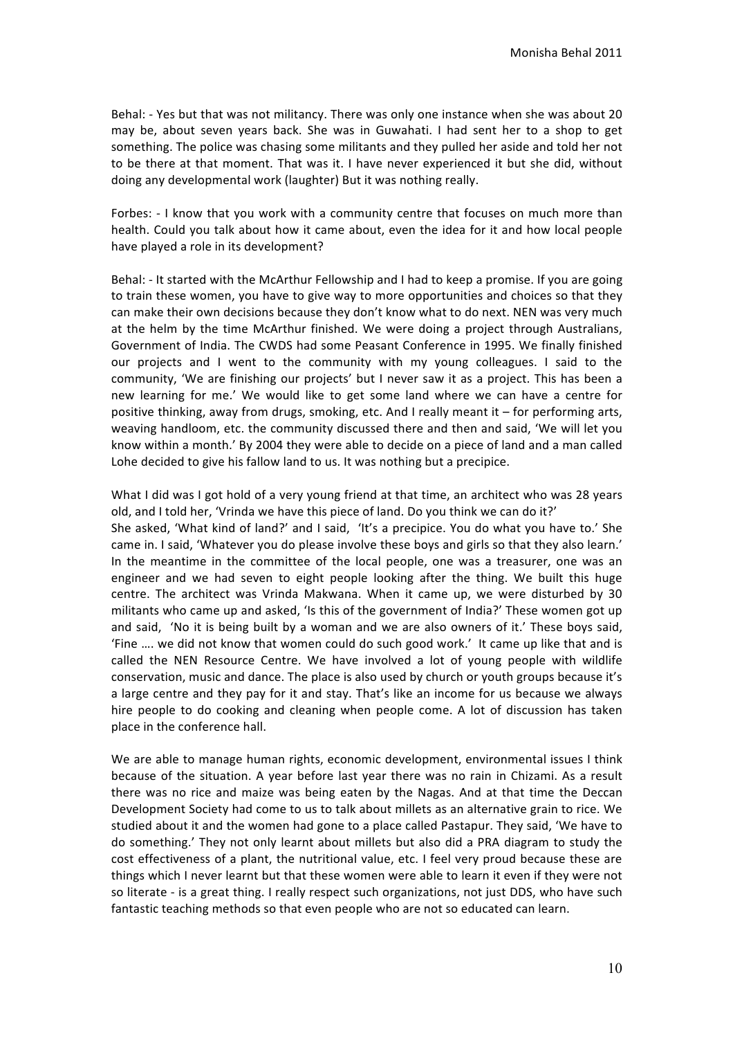Behal: - Yes but that was not militancy. There was only one instance when she was about 20 may be, about seven years back. She was in Guwahati. I had sent her to a shop to get something. The police was chasing some militants and they pulled her aside and told her not to be there at that moment. That was it. I have never experienced it but she did, without doing any developmental work (laughter) But it was nothing really.

Forbes: - I know that you work with a community centre that focuses on much more than health. Could you talk about how it came about, even the idea for it and how local people have played a role in its development?

Behal: - It started with the McArthur Fellowship and I had to keep a promise. If you are going to train these women, you have to give way to more opportunities and choices so that they can make their own decisions because they don't know what to do next. NEN was very much at the helm by the time McArthur finished. We were doing a project through Australians, Government of India. The CWDS had some Peasant Conference in 1995. We finally finished our projects and I went to the community with my young colleagues. I said to the community, 'We are finishing our projects' but I never saw it as a project. This has been a new learning for me.' We would like to get some land where we can have a centre for positive thinking, away from drugs, smoking, etc. And I really meant it – for performing arts, weaving handloom, etc. the community discussed there and then and said, 'We will let you know within a month.' By 2004 they were able to decide on a piece of land and a man called Lohe decided to give his fallow land to us. It was nothing but a precipice.

What I did was I got hold of a very young friend at that time, an architect who was 28 years old, and I told her, 'Vrinda we have this piece of land. Do you think we can do it?'
She asked, 'What kind of land?' and I said, 'It's a precipice. You do what you have to.' She came in. I said, 'Whatever you do please involve these boys and girls so that they also learn.' In the meantime in the committee of the local people, one was a treasurer, one was an engineer and we had seven to eight people looking after the thing. We built this huge centre. The architect was Vrinda Makwana. When it came up, we were disturbed by 30 militants who came up and asked, 'Is this of the government of India?' These women got up and said, 'No it is being built by a woman and we are also owners of it.' These boys said, 'Fine …. we did not know that women could do such good work.' It came up like that and is called the NEN Resource Centre. We have involved a lot of young people with wildlife conservation, music and dance. The place is also used by church or youth groups because it's a large centre and they pay for it and stay. That's like an income for us because we always hire people to do cooking and cleaning when people come. A lot of discussion has taken place in the conference hall.

We are able to manage human rights, economic development, environmental issues I think because of the situation. A year before last year there was no rain in Chizami. As a result there was no rice and maize was being eaten by the Nagas. And at that time the Deccan Development Society had come to us to talk about millets as an alternative grain to rice. We studied about it and the women had gone to a place called Pastapur. They said, 'We have to do something.' They not only learnt about millets but also did a PRA diagram to study the cost effectiveness of a plant, the nutritional value, etc. I feel very proud because these are things which I never learnt but that these women were able to learn it even if they were not so literate - is a great thing. I really respect such organizations, not just DDS, who have such fantastic teaching methods so that even people who are not so educated can learn.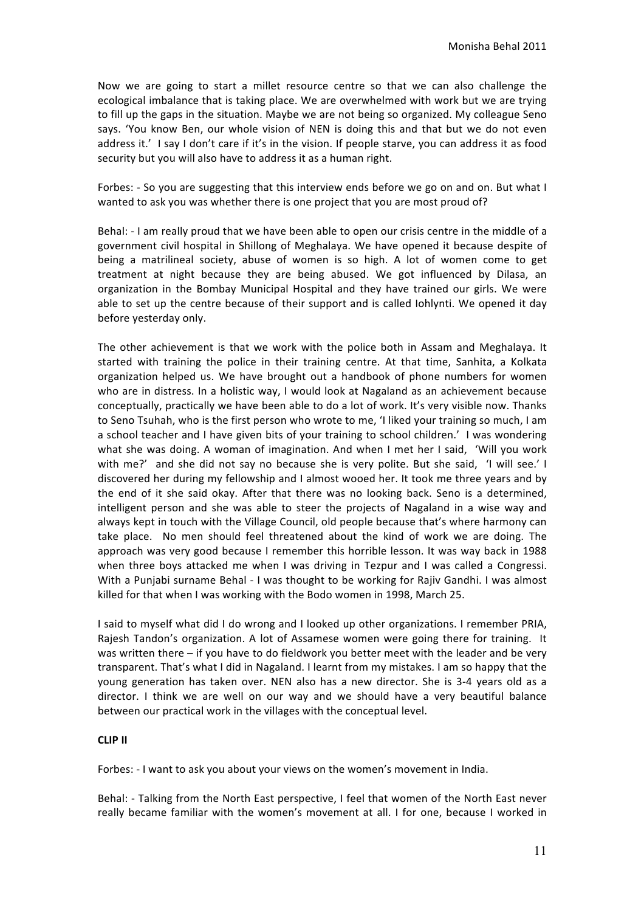Now we are going to start a millet resource centre so that we can also challenge the ecological imbalance that is taking place. We are overwhelmed with work but we are trying to fill up the gaps in the situation. Maybe we are not being so organized. My colleague Seno says. 'You know Ben, our whole vision of NEN is doing this and that but we do not even address it.' I say I don't care if it's in the vision. If people starve, you can address it as food security but you will also have to address it as a human right.

Forbes: - So you are suggesting that this interview ends before we go on and on. But what I wanted to ask you was whether there is one project that you are most proud of?

Behal: - I am really proud that we have been able to open our crisis centre in the middle of a government civil hospital in Shillong of Meghalaya. We have opened it because despite of being a matrilineal society, abuse of women is so high. A lot of women come to get treatment at night because they are being abused. We got influenced by Dilasa, an organization in the Bombay Municipal Hospital and they have trained our girls. We were able to set up the centre because of their support and is called Iohlynti. We opened it day before yesterday only.

The other achievement is that we work with the police both in Assam and Meghalaya. It started with training the police in their training centre. At that time, Sanhita, a Kolkata organization helped us. We have brought out a handbook of phone numbers for women who are in distress. In a holistic way, I would look at Nagaland as an achievement because conceptually, practically we have been able to do a lot of work. It's very visible now. Thanks to Seno Tsuhah, who is the first person who wrote to me, 'I liked your training so much, I am a school teacher and I have given bits of your training to school children.' I was wondering what she was doing. A woman of imagination. And when I met her I said, 'Will you work with me?' and she did not say no because she is very polite. But she said, 'I will see.' I discovered her during my fellowship and I almost wooed her. It took me three years and by the end of it she said okay. After that there was no looking back. Seno is a determined, intelligent person and she was able to steer the projects of Nagaland in a wise way and always kept in touch with the Village Council, old people because that's where harmony can take place. No men should feel threatened about the kind of work we are doing. The approach was very good because I remember this horrible lesson. It was way back in 1988 when three boys attacked me when I was driving in Tezpur and I was called a Congressi. With a Punjabi surname Behal - I was thought to be working for Rajiv Gandhi. I was almost killed for that when I was working with the Bodo women in 1998, March 25.

I said to myself what did I do wrong and I looked up other organizations. I remember PRIA, Rajesh Tandon's organization. A lot of Assamese women were going there for training. It was written there – if you have to do fieldwork you better meet with the leader and be very transparent. That's what I did in Nagaland. I learnt from my mistakes. I am so happy that the young generation has taken over. NEN also has a new director. She is 3-4 years old as a director. I think we are well on our way and we should have a very beautiful balance between our practical work in the villages with the conceptual level.

**CLIP II**

Forbes: - I want to ask you about your views on the women's movement in India.

Behal: - Talking from the North East perspective, I feel that women of the North East never really became familiar with the women's movement at all. I for one, because I worked in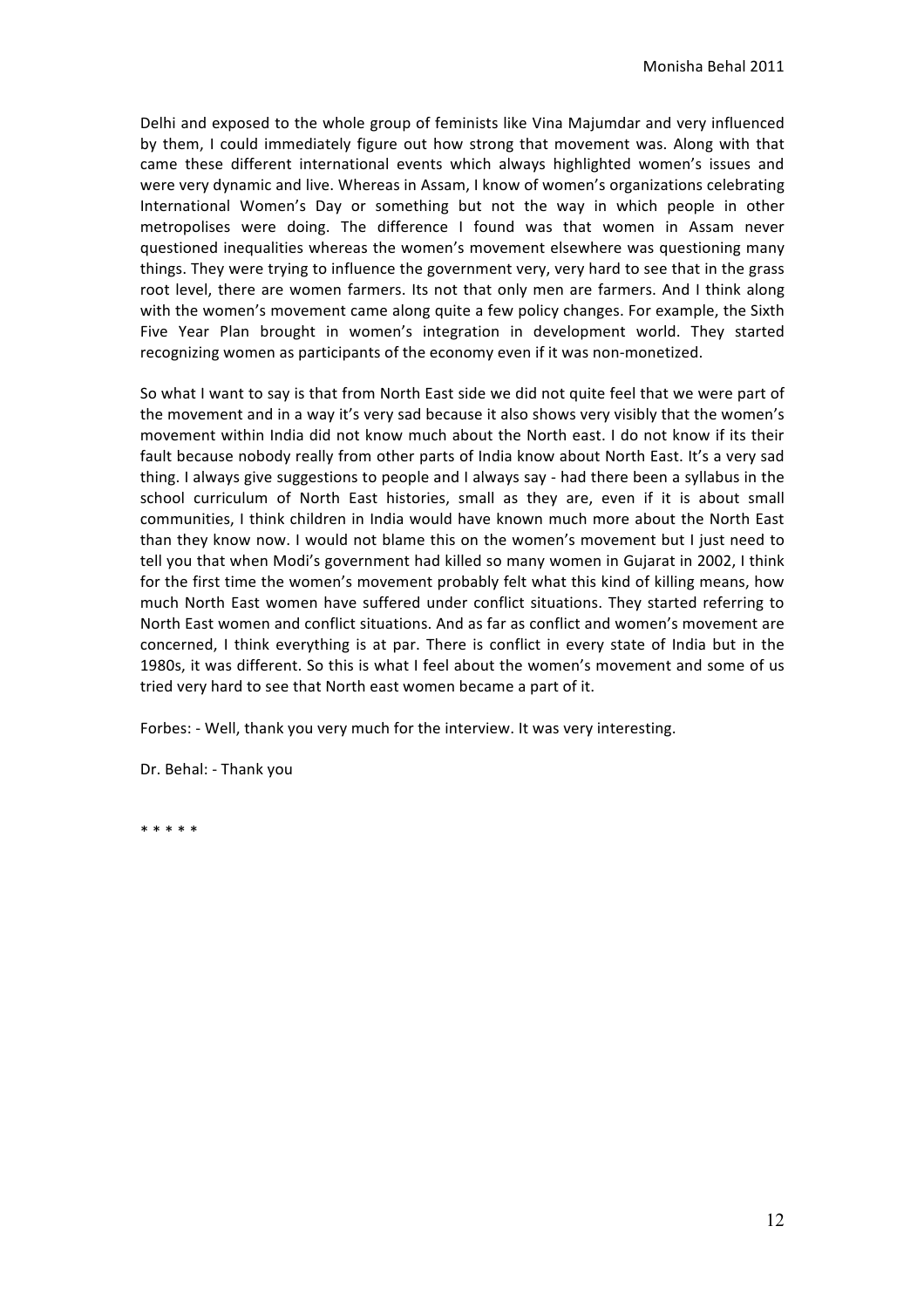Delhi and exposed to the whole group of feminists like Vina Majumdar and very influenced by them, I could immediately figure out how strong that movement was. Along with that came these different international events which always highlighted women's issues and were very dynamic and live. Whereas in Assam, I know of women's organizations celebrating International Women's Day or something but not the way in which people in other metropolises were doing. The difference I found was that women in Assam never questioned inequalities whereas the women's movement elsewhere was questioning many things. They were trying to influence the government very, very hard to see that in the grass root level, there are women farmers. Its not that only men are farmers. And I think along with the women's movement came along quite a few policy changes. For example, the Sixth Five Year Plan brought in women's integration in development world. They started recognizing women as participants of the economy even if it was non-monetized.

So what I want to say is that from North East side we did not quite feel that we were part of the movement and in a way it's very sad because it also shows very visibly that the women's movement within India did not know much about the North east. I do not know if its their fault because nobody really from other parts of India know about North East. It's a very sad thing. I always give suggestions to people and I always say - had there been a syllabus in the school curriculum of North East histories, small as they are, even if it is about small communities, I think children in India would have known much more about the North East than they know now. I would not blame this on the women's movement but I just need to tell you that when Modi's government had killed so many women in Gujarat in 2002, I think for the first time the women's movement probably felt what this kind of killing means, how much North East women have suffered under conflict situations. They started referring to North East women and conflict situations. And as far as conflict and women's movement are concerned, I think everything is at par. There is conflict in every state of India but in the 1980s, it was different. So this is what I feel about the women's movement and some of us tried very hard to see that North east women became a part of it.

Forbes: - Well, thank you very much for the interview. It was very interesting.

Dr. Behal: - Thank you

* * * * *